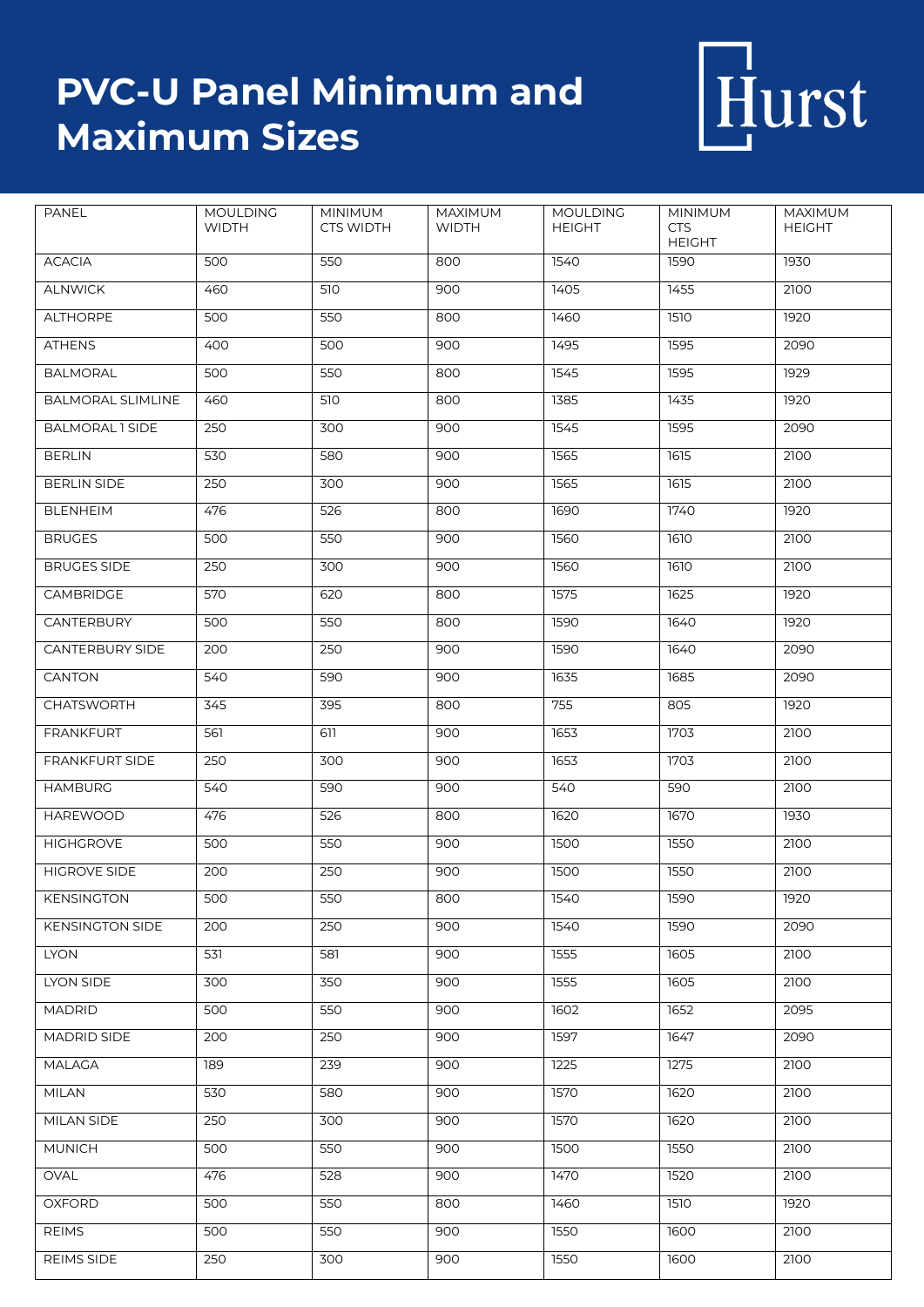# PVC-U Panel Minimum and Maximum Sizes

Hurst

| PANEL | MOULDING WIDTH | MINIMUM CTS WIDTH | MAXIMUM WIDTH | MOULDING HEIGHT | MINIMUM CTS HEIGHT | MAXIMUM HEIGHT |
|---|---|---|---|---|---|---|
| ACACIA | 500 | 550 | 800 | 1540 | 1590 | 1930 |
| ALNWICK | 460 | 510 | 900 | 1405 | 1455 | 2100 |
| ALTHORPE | 500 | 550 | 800 | 1460 | 1510 | 1920 |
| ATHENS | 400 | 500 | 900 | 1495 | 1595 | 2090 |
| BALMORAL | 500 | 550 | 800 | 1545 | 1595 | 1929 |
| BALMORAL SLIMLINE | 460 | 510 | 800 | 1385 | 1435 | 1920 |
| BALMORAL 1 SIDE | 250 | 300 | 900 | 1545 | 1595 | 2090 |
| BERLIN | 530 | 580 | 900 | 1565 | 1615 | 2100 |
| BERLIN SIDE | 250 | 300 | 900 | 1565 | 1615 | 2100 |
| BLENHEIM | 476 | 526 | 800 | 1690 | 1740 | 1920 |
| BRUGES | 500 | 550 | 900 | 1560 | 1610 | 2100 |
| BRUGES SIDE | 250 | 300 | 900 | 1560 | 1610 | 2100 |
| CAMBRIDGE | 570 | 620 | 800 | 1575 | 1625 | 1920 |
| CANTERBURY | 500 | 550 | 800 | 1590 | 1640 | 1920 |
| CANTERBURY SIDE | 200 | 250 | 900 | 1590 | 1640 | 2090 |
| CANTON | 540 | 590 | 900 | 1635 | 1685 | 2090 |
| CHATSWORTH | 345 | 395 | 800 | 755 | 805 | 1920 |
| FRANKFURT | 561 | 611 | 900 | 1653 | 1703 | 2100 |
| FRANKFURT SIDE | 250 | 300 | 900 | 1653 | 1703 | 2100 |
| HAMBURG | 540 | 590 | 900 | 540 | 590 | 2100 |
| HAREWOOD | 476 | 526 | 800 | 1620 | 1670 | 1930 |
| HIGHGROVE | 500 | 550 | 900 | 1500 | 1550 | 2100 |
| HIGROVE SIDE | 200 | 250 | 900 | 1500 | 1550 | 2100 |
| KENSINGTON | 500 | 550 | 800 | 1540 | 1590 | 1920 |
| KENSINGTON SIDE | 200 | 250 | 900 | 1540 | 1590 | 2090 |
| LYON | 531 | 581 | 900 | 1555 | 1605 | 2100 |
| LYON SIDE | 300 | 350 | 900 | 1555 | 1605 | 2100 |
| MADRID | 500 | 550 | 900 | 1602 | 1652 | 2095 |
| MADRID SIDE | 200 | 250 | 900 | 1597 | 1647 | 2090 |
| MALAGA | 189 | 239 | 900 | 1225 | 1275 | 2100 |
| MILAN | 530 | 580 | 900 | 1570 | 1620 | 2100 |
| MILAN SIDE | 250 | 300 | 900 | 1570 | 1620 | 2100 |
| MUNICH | 500 | 550 | 900 | 1500 | 1550 | 2100 |
| OVAL | 476 | 528 | 900 | 1470 | 1520 | 2100 |
| OXFORD | 500 | 550 | 800 | 1460 | 1510 | 1920 |
| REIMS | 500 | 550 | 900 | 1550 | 1600 | 2100 |
| REIMS SIDE | 250 | 300 | 900 | 1550 | 1600 | 2100 |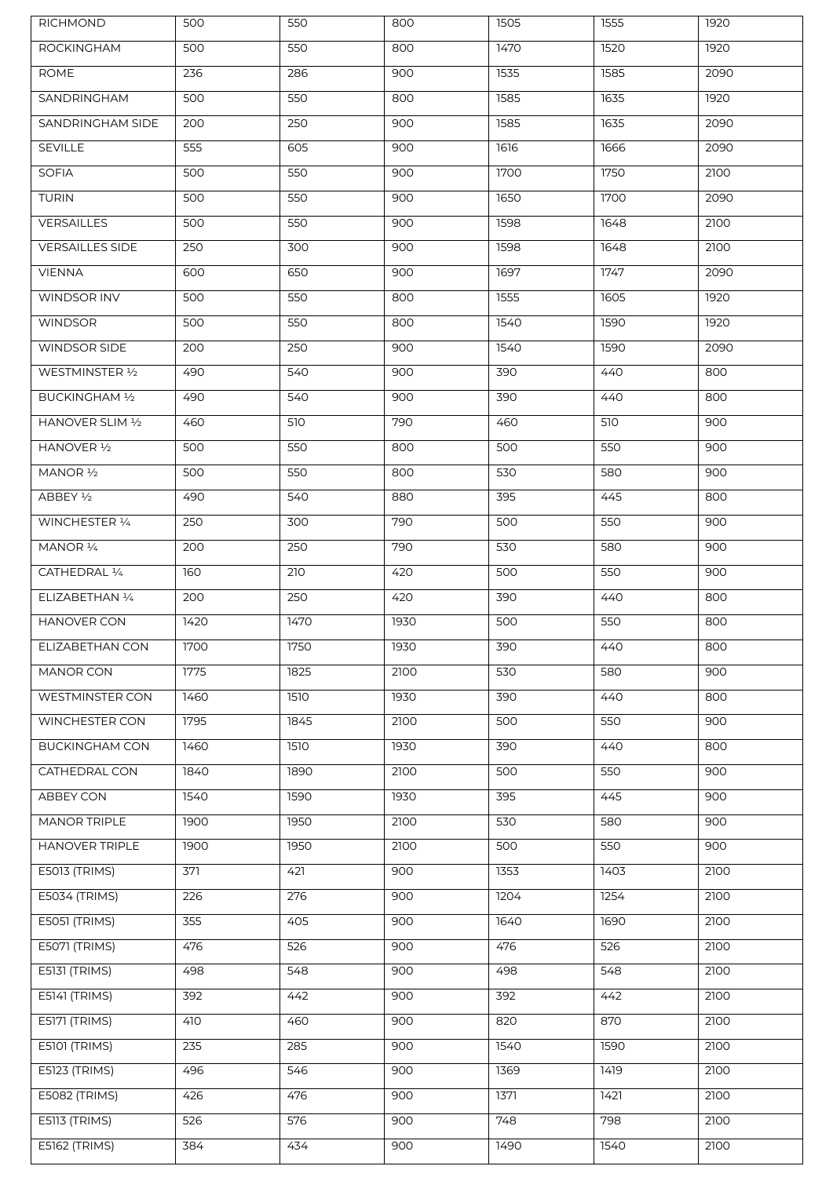| | | | | | | |
|---|---|---|---|---|---|---|
| RICHMOND | 500 | 550 | 800 | 1505 | 1555 | 1920 |
| ROCKINGHAM | 500 | 550 | 800 | 1470 | 1520 | 1920 |
| ROME | 236 | 286 | 900 | 1535 | 1585 | 2090 |
| SANDRINGHAM | 500 | 550 | 800 | 1585 | 1635 | 1920 |
| SANDRINGHAM SIDE | 200 | 250 | 900 | 1585 | 1635 | 2090 |
| SEVILLE | 555 | 605 | 900 | 1616 | 1666 | 2090 |
| SOFIA | 500 | 550 | 900 | 1700 | 1750 | 2100 |
| TURIN | 500 | 550 | 900 | 1650 | 1700 | 2090 |
| VERSAILLES | 500 | 550 | 900 | 1598 | 1648 | 2100 |
| VERSAILLES SIDE | 250 | 300 | 900 | 1598 | 1648 | 2100 |
| VIENNA | 600 | 650 | 900 | 1697 | 1747 | 2090 |
| WINDSOR INV | 500 | 550 | 800 | 1555 | 1605 | 1920 |
| WINDSOR | 500 | 550 | 800 | 1540 | 1590 | 1920 |
| WINDSOR SIDE | 200 | 250 | 900 | 1540 | 1590 | 2090 |
| WESTMINSTER ½ | 490 | 540 | 900 | 390 | 440 | 800 |
| BUCKINGHAM ½ | 490 | 540 | 900 | 390 | 440 | 800 |
| HANOVER SLIM ½ | 460 | 510 | 790 | 460 | 510 | 900 |
| HANOVER ½ | 500 | 550 | 800 | 500 | 550 | 900 |
| MANOR ½ | 500 | 550 | 800 | 530 | 580 | 900 |
| ABBEY ½ | 490 | 540 | 880 | 395 | 445 | 800 |
| WINCHESTER ¼ | 250 | 300 | 790 | 500 | 550 | 900 |
| MANOR ¼ | 200 | 250 | 790 | 530 | 580 | 900 |
| CATHEDRAL ¼ | 160 | 210 | 420 | 500 | 550 | 900 |
| ELIZABETHAN ¼ | 200 | 250 | 420 | 390 | 440 | 800 |
| HANOVER CON | 1420 | 1470 | 1930 | 500 | 550 | 800 |
| ELIZABETHAN CON | 1700 | 1750 | 1930 | 390 | 440 | 800 |
| MANOR CON | 1775 | 1825 | 2100 | 530 | 580 | 900 |
| WESTMINSTER CON | 1460 | 1510 | 1930 | 390 | 440 | 800 |
| WINCHESTER CON | 1795 | 1845 | 2100 | 500 | 550 | 900 |
| BUCKINGHAM CON | 1460 | 1510 | 1930 | 390 | 440 | 800 |
| CATHEDRAL CON | 1840 | 1890 | 2100 | 500 | 550 | 900 |
| ABBEY CON | 1540 | 1590 | 1930 | 395 | 445 | 900 |
| MANOR TRIPLE | 1900 | 1950 | 2100 | 530 | 580 | 900 |
| HANOVER TRIPLE | 1900 | 1950 | 2100 | 500 | 550 | 900 |
| E5013 (TRIMS) | 371 | 421 | 900 | 1353 | 1403 | 2100 |
| E5034 (TRIMS) | 226 | 276 | 900 | 1204 | 1254 | 2100 |
| E5051 (TRIMS) | 355 | 405 | 900 | 1640 | 1690 | 2100 |
| E5071 (TRIMS) | 476 | 526 | 900 | 476 | 526 | 2100 |
| E5131 (TRIMS) | 498 | 548 | 900 | 498 | 548 | 2100 |
| E5141 (TRIMS) | 392 | 442 | 900 | 392 | 442 | 2100 |
| E5171 (TRIMS) | 410 | 460 | 900 | 820 | 870 | 2100 |
| E5101 (TRIMS) | 235 | 285 | 900 | 1540 | 1590 | 2100 |
| E5123 (TRIMS) | 496 | 546 | 900 | 1369 | 1419 | 2100 |
| E5082 (TRIMS) | 426 | 476 | 900 | 1371 | 1421 | 2100 |
| E5113 (TRIMS) | 526 | 576 | 900 | 748 | 798 | 2100 |
| E5162 (TRIMS) | 384 | 434 | 900 | 1490 | 1540 | 2100 |